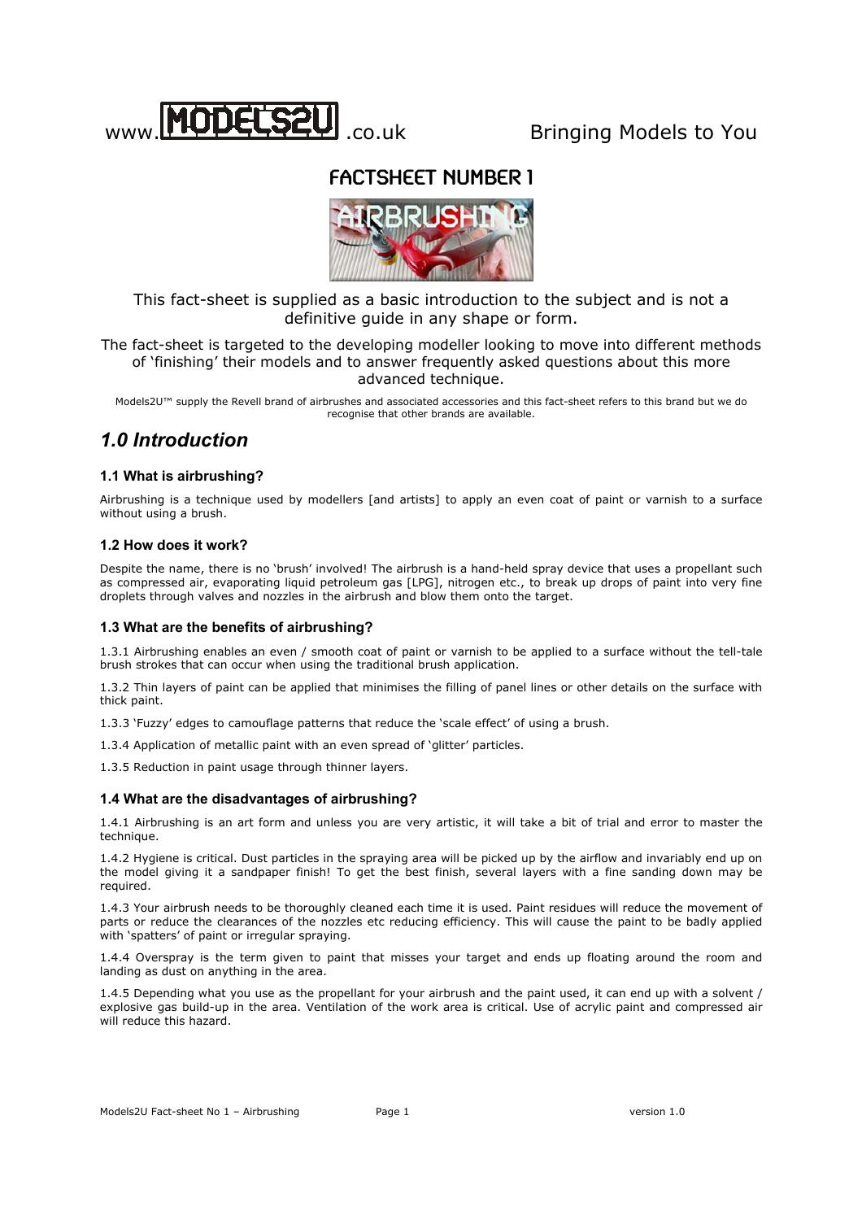www.MODELS2U.co.uk Bringing Models to You

# FACTSHEET NUMBER 1

AIRBRUSHING

This fact-sheet is supplied as a basic introduction to the subject and is not a definitive guide in any shape or form.

The fact-sheet is targeted to the developing modeller looking to move into different methods of 'finishing' their models and to answer frequently asked questions about this more advanced technique.

Models2U™ supply the Revell brand of airbrushes and associated accessories and this fact-sheet refers to this brand but we do recognise that other brands are available.

## *1.0 Introduction*

### 1.1 What is airbrushing?

Airbrushing is a technique used by modellers [and artists] to apply an even coat of paint or varnish to a surface without using a brush.

### 1.2 How does it work?

Despite the name, there is no 'brush' involved! The airbrush is a hand-held spray device that uses a propellant such as compressed air, evaporating liquid petroleum gas [LPG], nitrogen etc., to break up drops of paint into very fine droplets through valves and nozzles in the airbrush and blow them onto the target.

### 1.3 What are the benefits of airbrushing?

1.3.1 Airbrushing enables an even / smooth coat of paint or varnish to be applied to a surface without the tell-tale brush strokes that can occur when using the traditional brush application.

1.3.2 Thin layers of paint can be applied that minimises the filling of panel lines or other details on the surface with thick paint.

1.3.3 'Fuzzy' edges to camouflage patterns that reduce the 'scale effect' of using a brush.

1.3.4 Application of metallic paint with an even spread of 'glitter' particles.

1.3.5 Reduction in paint usage through thinner layers.

### 1.4 What are the disadvantages of airbrushing?

1.4.1 Airbrushing is an art form and unless you are very artistic, it will take a bit of trial and error to master the technique.

1.4.2 Hygiene is critical. Dust particles in the spraying area will be picked up by the airflow and invariably end up on the model giving it a sandpaper finish! To get the best finish, several layers with a fine sanding down may be required.

1.4.3 Your airbrush needs to be thoroughly cleaned each time it is used. Paint residues will reduce the movement of parts or reduce the clearances of the nozzles etc reducing efficiency. This will cause the paint to be badly applied with 'spatters' of paint or irregular spraying.

1.4.4 Overspray is the term given to paint that misses your target and ends up floating around the room and landing as dust on anything in the area.

1.4.5 Depending what you use as the propellant for your airbrush and the paint used, it can end up with a solvent / explosive gas build-up in the area. Ventilation of the work area is critical. Use of acrylic paint and compressed air will reduce this hazard.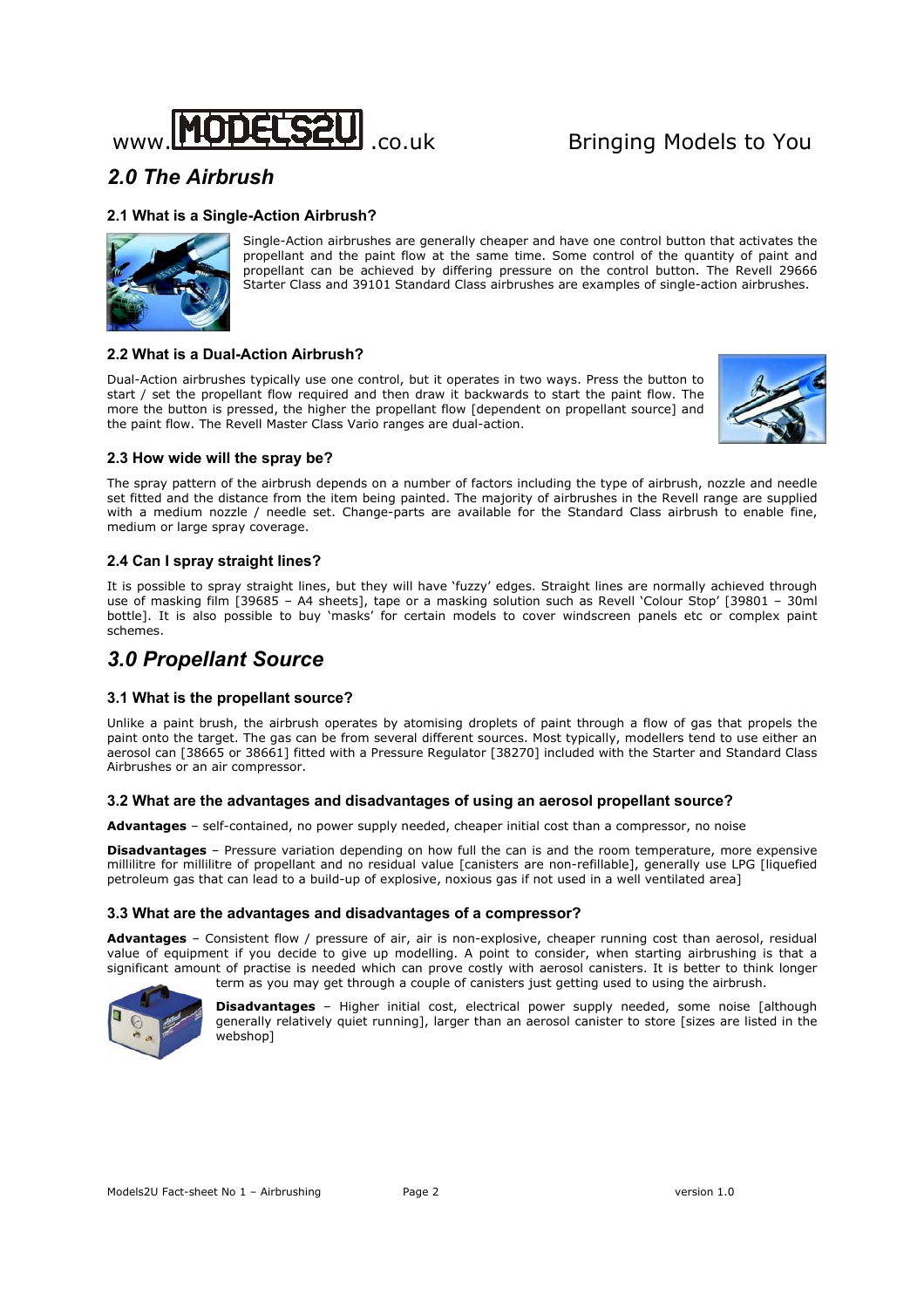## *2.0 The Airbrush*

### 2.1 What is a Single-Action Airbrush?

Single-Action airbrushes are generally cheaper and have one control button that activates the propellant and the paint flow at the same time. Some control of the quantity of paint and propellant can be achieved by differing pressure on the control button. The Revell 29666 Starter Class and 39101 Standard Class airbrushes are examples of single-action airbrushes.

### 2.2 What is a Dual-Action Airbrush?

Dual-Action airbrushes typically use one control, but it operates in two ways. Press the button to start / set the propellant flow required and then draw it backwards to start the paint flow. The more the button is pressed, the higher the propellant flow [dependent on propellant source] and the paint flow. The Revell Master Class Vario ranges are dual-action.

### 2.3 How wide will the spray be?

The spray pattern of the airbrush depends on a number of factors including the type of airbrush, nozzle and needle set fitted and the distance from the item being painted. The majority of airbrushes in the Revell range are supplied with a medium nozzle / needle set. Change-parts are available for the Standard Class airbrush to enable fine, medium or large spray coverage.

### 2.4 Can I spray straight lines?

It is possible to spray straight lines, but they will have 'fuzzy' edges. Straight lines are normally achieved through use of masking film [39685 – A4 sheets], tape or a masking solution such as Revell 'Colour Stop' [39801 – 30ml bottle]. It is also possible to buy 'masks' for certain models to cover windscreen panels etc or complex paint schemes.

## *3.0 Propellant Source*

### 3.1 What is the propellant source?

Unlike a paint brush, the airbrush operates by atomising droplets of paint through a flow of gas that propels the paint onto the target. The gas can be from several different sources. Most typically, modellers tend to use either an aerosol can [38665 or 38661] fitted with a Pressure Regulator [38270] included with the Starter and Standard Class Airbrushes or an air compressor.

### 3.2 What are the advantages and disadvantages of using an aerosol propellant source?

**Advantages** – self-contained, no power supply needed, cheaper initial cost than a compressor, no noise

**Disadvantages** – Pressure variation depending on how full the can is and the room temperature, more expensive millilitre for millilitre of propellant and no residual value [canisters are non-refillable], generally use LPG [liquefied petroleum gas that can lead to a build-up of explosive, noxious gas if not used in a well ventilated area]

### 3.3 What are the advantages and disadvantages of a compressor?

**Advantages** – Consistent flow / pressure of air, air is non-explosive, cheaper running cost than aerosol, residual value of equipment if you decide to give up modelling. A point to consider, when starting airbrushing is that a significant amount of practise is needed which can prove costly with aerosol canisters. It is better to think longer term as you may get through a couple of canisters just getting used to using the airbrush.

**Disadvantages** – Higher initial cost, electrical power supply needed, some noise [although generally relatively quiet running], larger than an aerosol canister to store [sizes are listed in the webshop]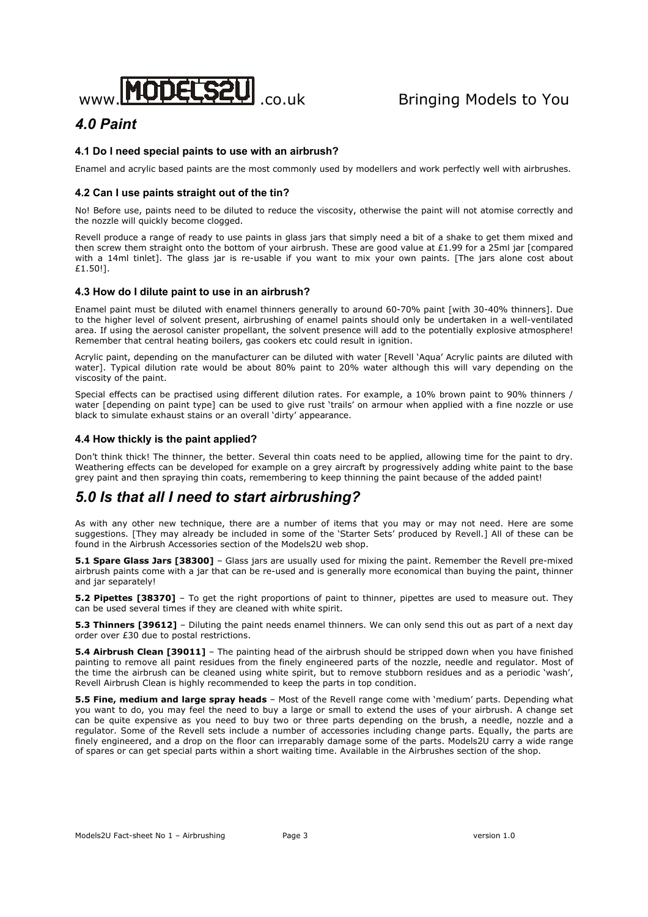## *4.0 Paint*

### 4.1 Do I need special paints to use with an airbrush?

Enamel and acrylic based paints are the most commonly used by modellers and work perfectly well with airbrushes.

### 4.2 Can I use paints straight out of the tin?

No! Before use, paints need to be diluted to reduce the viscosity, otherwise the paint will not atomise correctly and the nozzle will quickly become clogged.

Revell produce a range of ready to use paints in glass jars that simply need a bit of a shake to get them mixed and then screw them straight onto the bottom of your airbrush. These are good value at £1.99 for a 25ml jar [compared with a 14ml tinlet]. The glass jar is re-usable if you want to mix your own paints. [The jars alone cost about £1.50!].

### 4.3 How do I dilute paint to use in an airbrush?

Enamel paint must be diluted with enamel thinners generally to around 60-70% paint [with 30-40% thinners]. Due to the higher level of solvent present, airbrushing of enamel paints should only be undertaken in a well-ventilated area. If using the aerosol canister propellant, the solvent presence will add to the potentially explosive atmosphere! Remember that central heating boilers, gas cookers etc could result in ignition.

Acrylic paint, depending on the manufacturer can be diluted with water [Revell 'Aqua' Acrylic paints are diluted with water]. Typical dilution rate would be about 80% paint to 20% water although this will vary depending on the viscosity of the paint.

Special effects can be practised using different dilution rates. For example, a 10% brown paint to 90% thinners / water [depending on paint type] can be used to give rust 'trails' on armour when applied with a fine nozzle or use black to simulate exhaust stains or an overall 'dirty' appearance.

### 4.4 How thickly is the paint applied?

Don't think thick! The thinner, the better. Several thin coats need to be applied, allowing time for the paint to dry. Weathering effects can be developed for example on a grey aircraft by progressively adding white paint to the base grey paint and then spraying thin coats, remembering to keep thinning the paint because of the added paint!

## *5.0 Is that all I need to start airbrushing?*

As with any other new technique, there are a number of items that you may or may not need. Here are some suggestions. [They may already be included in some of the 'Starter Sets' produced by Revell.] All of these can be found in the Airbrush Accessories section of the Models2U web shop.

**5.1 Spare Glass Jars [38300]** – Glass jars are usually used for mixing the paint. Remember the Revell pre-mixed airbrush paints come with a jar that can be re-used and is generally more economical than buying the paint, thinner and jar separately!

**5.2 Pipettes [38370]** – To get the right proportions of paint to thinner, pipettes are used to measure out. They can be used several times if they are cleaned with white spirit.

**5.3 Thinners [39612]** – Diluting the paint needs enamel thinners. We can only send this out as part of a next day order over £30 due to postal restrictions.

**5.4 Airbrush Clean [39011]** – The painting head of the airbrush should be stripped down when you have finished painting to remove all paint residues from the finely engineered parts of the nozzle, needle and regulator. Most of the time the airbrush can be cleaned using white spirit, but to remove stubborn residues and as a periodic 'wash', Revell Airbrush Clean is highly recommended to keep the parts in top condition.

**5.5 Fine, medium and large spray heads** – Most of the Revell range come with 'medium' parts. Depending what you want to do, you may feel the need to buy a large or small to extend the uses of your airbrush. A change set can be quite expensive as you need to buy two or three parts depending on the brush, a needle, nozzle and a regulator. Some of the Revell sets include a number of accessories including change parts. Equally, the parts are finely engineered, and a drop on the floor can irreparably damage some of the parts. Models2U carry a wide range of spares or can get special parts within a short waiting time. Available in the Airbrushes section of the shop.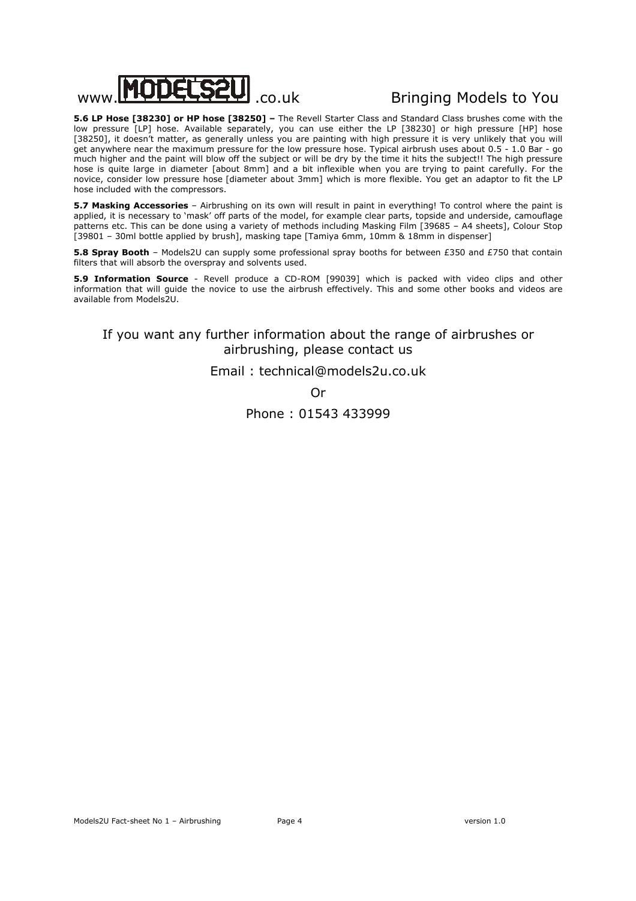**5.6 LP Hose [38230] or HP hose [38250] –** The Revell Starter Class and Standard Class brushes come with the low pressure [LP] hose. Available separately, you can use either the LP [38230] or high pressure [HP] hose [38250], it doesn't matter, as generally unless you are painting with high pressure it is very unlikely that you will get anywhere near the maximum pressure for the low pressure hose. Typical airbrush uses about 0.5 - 1.0 Bar - go much higher and the paint will blow off the subject or will be dry by the time it hits the subject!! The high pressure hose is quite large in diameter [about 8mm] and a bit inflexible when you are trying to paint carefully. For the novice, consider low pressure hose [diameter about 3mm] which is more flexible. You get an adaptor to fit the LP hose included with the compressors.

**5.7 Masking Accessories** – Airbrushing on its own will result in paint in everything! To control where the paint is applied, it is necessary to 'mask' off parts of the model, for example clear parts, topside and underside, camouflage patterns etc. This can be done using a variety of methods including Masking Film [39685 – A4 sheets], Colour Stop [39801 – 30ml bottle applied by brush], masking tape [Tamiya 6mm, 10mm & 18mm in dispenser]

**5.8 Spray Booth** – Models2U can supply some professional spray booths for between £350 and £750 that contain filters that will absorb the overspray and solvents used.

**5.9 Information Source** - Revell produce a CD-ROM [99039] which is packed with video clips and other information that will guide the novice to use the airbrush effectively. This and some other books and videos are available from Models2U.

If you want any further information about the range of airbrushes or airbrushing, please contact us

Email : technical@models2u.co.uk

Or

Phone : 01543 433999